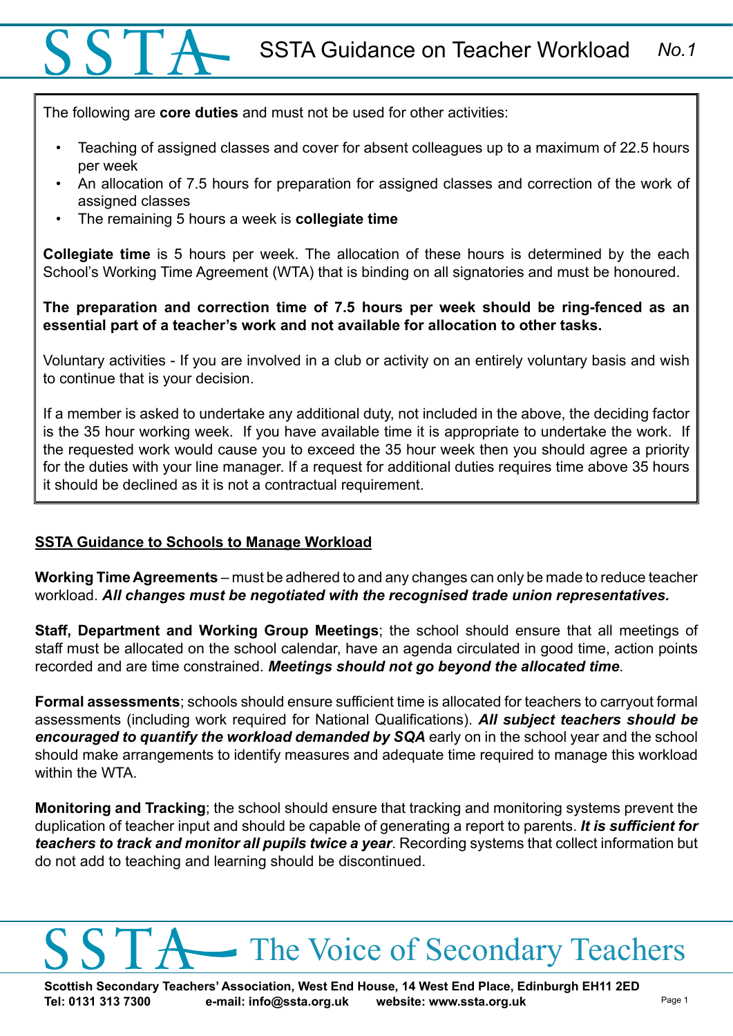# SSTA Guidance on Teacher Workload *No.1*

The following are **core duties** and must not be used for other activities:

- Teaching of assigned classes and cover for absent colleagues up to a maximum of 22.5 hours per week
- An allocation of 7.5 hours for preparation for assigned classes and correction of the work of assigned classes
- The remaining 5 hours a week is **collegiate time**

**Collegiate time** is 5 hours per week. The allocation of these hours is determined by the each School's Working Time Agreement (WTA) that is binding on all signatories and must be honoured.

**The preparation and correction time of 7.5 hours per week should be ring-fenced as an essential part of a teacher's work and not available for allocation to other tasks.**

Voluntary activities - If you are involved in a club or activity on an entirely voluntary basis and wish to continue that is your decision.

If a member is asked to undertake any additional duty, not included in the above, the deciding factor is the 35 hour working week. If you have available time it is appropriate to undertake the work. If the requested work would cause you to exceed the 35 hour week then you should agree a priority for the duties with your line manager. If a request for additional duties requires time above 35 hours it should be declined as it is not a contractual requirement.

## SSTA Guidance to Schools to Manage Workload

**Working Time Agreements** – must be adhered to and any changes can only be made to reduce teacher workload. ***All changes must be negotiated with the recognised trade union representatives.***

**Staff, Department and Working Group Meetings**; the school should ensure that all meetings of staff must be allocated on the school calendar, have an agenda circulated in good time, action points recorded and are time constrained. ***Meetings should not go beyond the allocated time***.

**Formal assessments**; schools should ensure sufficient time is allocated for teachers to carryout formal assessments (including work required for National Qualifications). ***All subject teachers should be encouraged to quantify the workload demanded by SQA*** early on in the school year and the school should make arrangements to identify measures and adequate time required to manage this workload within the WTA.

**Monitoring and Tracking**; the school should ensure that tracking and monitoring systems prevent the duplication of teacher input and should be capable of generating a report to parents. ***It is sufficient for teachers to track and monitor all pupils twice a year***. Recording systems that collect information but do not add to teaching and learning should be discontinued.

SSTA The Voice of Secondary Teachers

**Scottish Secondary Teachers' Association, West End House, 14 West End Place, Edinburgh EH11 2ED**
**Tel: 0131 313 7300 e-mail: info@ssta.org.uk website: www.ssta.org.uk**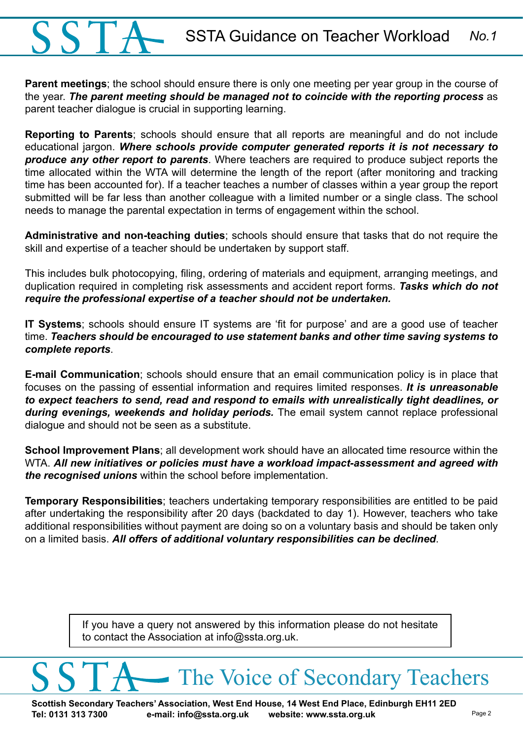**Parent meetings**; the school should ensure there is only one meeting per year group in the course of the year. ***The parent meeting should be managed not to coincide with the reporting process*** as parent teacher dialogue is crucial in supporting learning.

**Reporting to Parents**; schools should ensure that all reports are meaningful and do not include educational jargon. ***Where schools provide computer generated reports it is not necessary to produce any other report to parents***. Where teachers are required to produce subject reports the time allocated within the WTA will determine the length of the report (after monitoring and tracking time has been accounted for). If a teacher teaches a number of classes within a year group the report submitted will be far less than another colleague with a limited number or a single class. The school needs to manage the parental expectation in terms of engagement within the school.

**Administrative and non-teaching duties**; schools should ensure that tasks that do not require the skill and expertise of a teacher should be undertaken by support staff.

This includes bulk photocopying, filing, ordering of materials and equipment, arranging meetings, and duplication required in completing risk assessments and accident report forms. ***Tasks which do not require the professional expertise of a teacher should not be undertaken.***

**IT Systems**; schools should ensure IT systems are 'fit for purpose' and are a good use of teacher time. ***Teachers should be encouraged to use statement banks and other time saving systems to complete reports***.

**E-mail Communication**; schools should ensure that an email communication policy is in place that focuses on the passing of essential information and requires limited responses. ***It is unreasonable to expect teachers to send, read and respond to emails with unrealistically tight deadlines, or during evenings, weekends and holiday periods.*** The email system cannot replace professional dialogue and should not be seen as a substitute.

**School Improvement Plans**; all development work should have an allocated time resource within the WTA. ***All new initiatives or policies must have a workload impact-assessment and agreed with the recognised unions*** within the school before implementation.

**Temporary Responsibilities**; teachers undertaking temporary responsibilities are entitled to be paid after undertaking the responsibility after 20 days (backdated to day 1). However, teachers who take additional responsibilities without payment are doing so on a voluntary basis and should be taken only on a limited basis. ***All offers of additional voluntary responsibilities can be declined***.

If you have a query not answered by this information please do not hesitate to contact the Association at info@ssta.org.uk.

SSTA The Voice of Secondary Teachers

**Scottish Secondary Teachers' Association, West End House, 14 West End Place, Edinburgh EH11 2ED**
**Tel: 0131 313 7300 e-mail: info@ssta.org.uk website: www.ssta.org.uk**